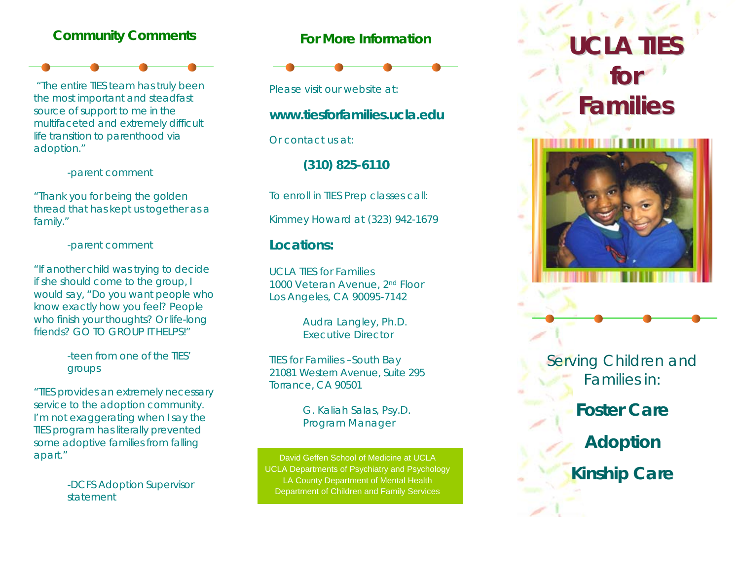## Community Comments

"The entire TIES team has truly been the most important and steadfast source of support to me in the multifaceted and extremely difficult life transition to parenthood via adoption."

-parent comment

"Thank you for being the golden thread that has kept us together as a family."

-parent comment

"If another child was trying to decide if she should come to the group, I would say, "Do you want people who know exactly how you feel? People who finish your thoughts? Or life-long friends? GO TO GROUP IT HELPS!"

-teen from one of the TIES' groups

"TIES provides an extremely necessary service to the adoption community. I'm not exaggerating when I say the TIES program has literally prevented some adoptive families from falling apart."

-DCFS Adoption Supervisor statement

## For More Information

Please visit our website at:

**www.tiesforfamilies.ucla.edu**

Or contact us at:

**(310) 825-6110**

To enroll in TIES Prep classes call:

Kimmey Howard at (323) 942-1679

### Locations:

UCLA TIES for Families
1000 Veteran Avenue, 2nd Floor
Los Angeles, CA 90095-7142

Audra Langley, Ph.D.
Executive Director

TIES for Families –South Bay
21081 Western Avenue, Suite 295
Torrance, CA 90501

G. Kaliah Salas, Psy.D.
Program Manager

David Geffen School of Medicine at UCLA
UCLA Departments of Psychiatry and Psychology
LA County Department of Mental Health
Department of Children and Family Services

# UCLA TIES for Families

Serving Children and Families in:

**Foster Care**

**Adoption**

**Kinship Care**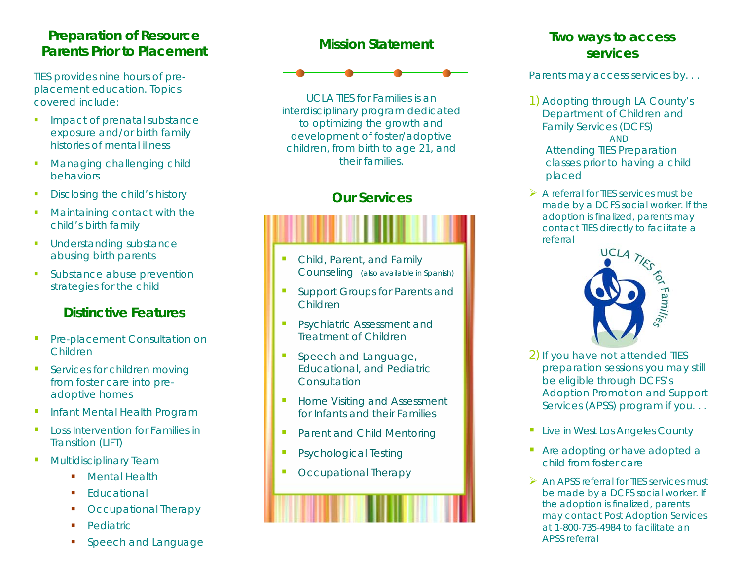## Preparation of Resource Parents Prior to Placement

TIES provides nine hours of pre-placement education. Topics covered include:

- Impact of prenatal substance exposure and/or birth family histories of mental illness
- Managing challenging child behaviors
- Disclosing the child's history
- Maintaining contact with the child's birth family
- Understanding substance abusing birth parents
- Substance abuse prevention strategies for the child

## Distinctive Features

- Pre-placement Consultation on Children
- Services for children moving from foster care into pre-adoptive homes
- Infant Mental Health Program
- Loss Intervention for Families in Transition (LIFT)
- Multidisciplinary Team
  - Mental Health
  - Educational
  - Occupational Therapy
  - Pediatric
  - Speech and Language

## Mission Statement

UCLA TIES for Families is an interdisciplinary program dedicated to optimizing the growth and development of foster/adoptive children, from birth to age 21, and their families.

## Our Services

- Child, Parent, and Family Counseling (also available in Spanish)
- Support Groups for Parents and Children
- Psychiatric Assessment and Treatment of Children
- Speech and Language, Educational, and Pediatric Consultation
- Home Visiting and Assessment for Infants and their Families
- Parent and Child Mentoring
- Psychological Testing
- Occupational Therapy

## Two ways to access services

Parents may access services by. . .

1) Adopting through LA County's Department of Children and Family Services (DCFS)

AND

Attending TIES Preparation classes prior to having a child placed

- A referral for TIES services must be made by a DCFS social worker. If the adoption is finalized, parents may contact TIES directly to facilitate a referral

UCLA TIES for Families

2) If you have not attended TIES preparation sessions you may still be eligible through DCFS's Adoption Promotion and Support Services (APSS) program if you. . .

- Live in West Los Angeles County
- Are adopting or have adopted a child from foster care

- An APSS referral for TIES services must be made by a DCFS social worker. If the adoption is finalized, parents may contact Post Adoption Services at 1-800-735-4984 to facilitate an APSS referral